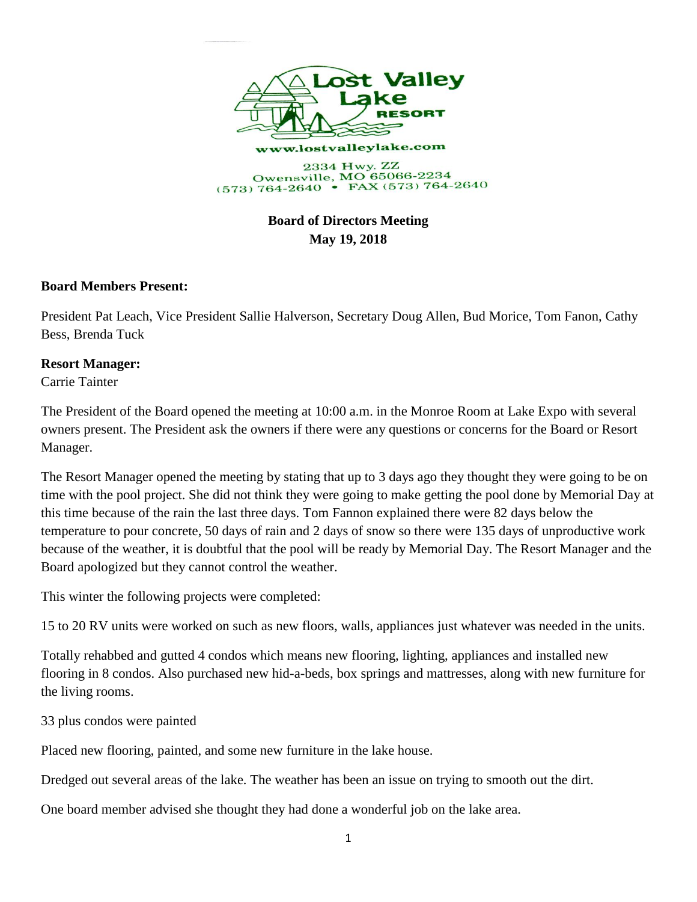Lost Valley Lake RESORT

www.lostvalleylake.com

2334 Hwy. ZZ
Owensville, MO 65066-2234
(573) 764-2640 • FAX (573) 764-2640

**Board of Directors Meeting**
**May 19, 2018**

**Board Members Present:**

President Pat Leach, Vice President Sallie Halverson, Secretary Doug Allen, Bud Morice, Tom Fanon, Cathy Bess, Brenda Tuck

**Resort Manager:**
Carrie Tainter

The President of the Board opened the meeting at 10:00 a.m. in the Monroe Room at Lake Expo with several owners present. The President ask the owners if there were any questions or concerns for the Board or Resort Manager.

The Resort Manager opened the meeting by stating that up to 3 days ago they thought they were going to be on time with the pool project. She did not think they were going to make getting the pool done by Memorial Day at this time because of the rain the last three days. Tom Fannon explained there were 82 days below the temperature to pour concrete, 50 days of rain and 2 days of snow so there were 135 days of unproductive work because of the weather, it is doubtful that the pool will be ready by Memorial Day. The Resort Manager and the Board apologized but they cannot control the weather.

This winter the following projects were completed:

15 to 20 RV units were worked on such as new floors, walls, appliances just whatever was needed in the units.

Totally rehabbed and gutted 4 condos which means new flooring, lighting, appliances and installed new flooring in 8 condos. Also purchased new hid-a-beds, box springs and mattresses, along with new furniture for the living rooms.

33 plus condos were painted

Placed new flooring, painted, and some new furniture in the lake house.

Dredged out several areas of the lake. The weather has been an issue on trying to smooth out the dirt.

One board member advised she thought they had done a wonderful job on the lake area.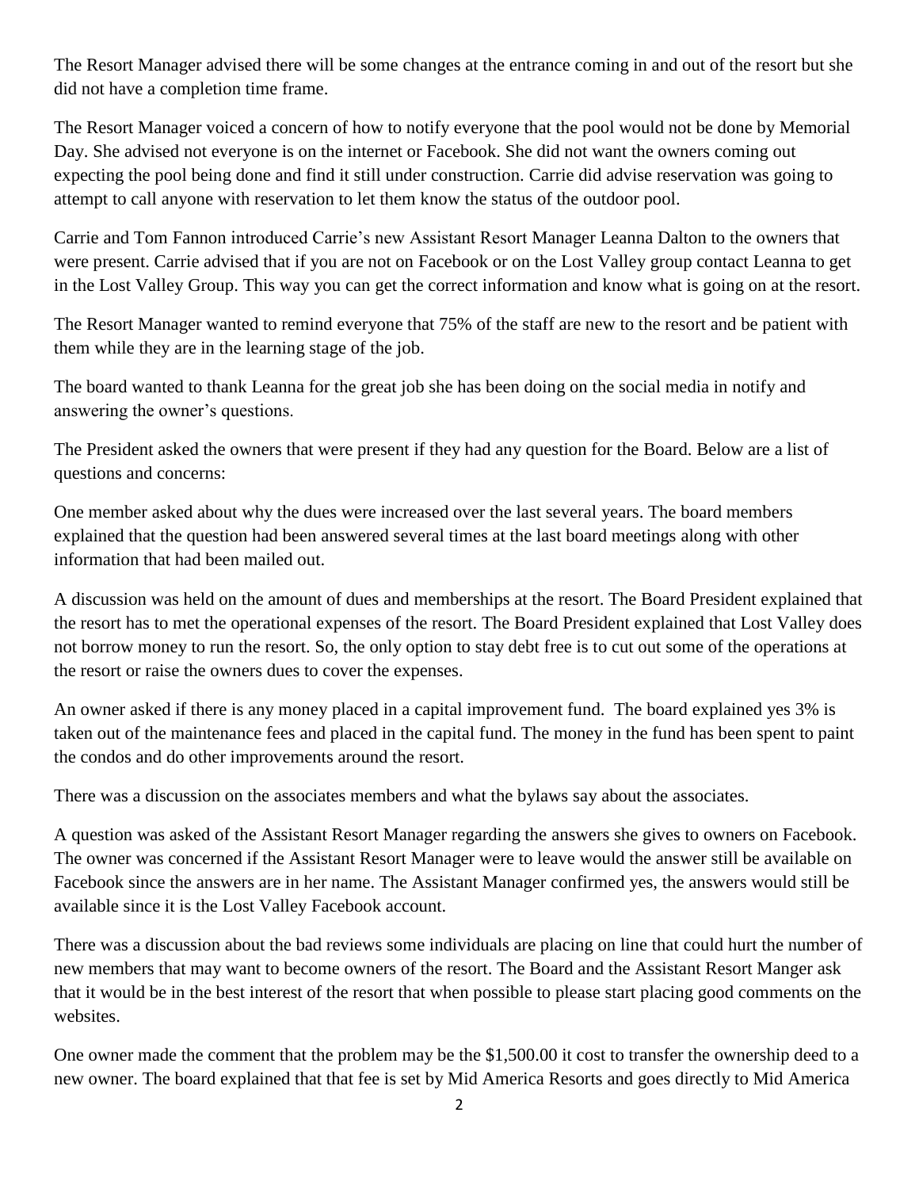The Resort Manager advised there will be some changes at the entrance coming in and out of the resort but she did not have a completion time frame.

The Resort Manager voiced a concern of how to notify everyone that the pool would not be done by Memorial Day. She advised not everyone is on the internet or Facebook. She did not want the owners coming out expecting the pool being done and find it still under construction. Carrie did advise reservation was going to attempt to call anyone with reservation to let them know the status of the outdoor pool.

Carrie and Tom Fannon introduced Carrie's new Assistant Resort Manager Leanna Dalton to the owners that were present. Carrie advised that if you are not on Facebook or on the Lost Valley group contact Leanna to get in the Lost Valley Group. This way you can get the correct information and know what is going on at the resort.

The Resort Manager wanted to remind everyone that 75% of the staff are new to the resort and be patient with them while they are in the learning stage of the job.

The board wanted to thank Leanna for the great job she has been doing on the social media in notify and answering the owner's questions.

The President asked the owners that were present if they had any question for the Board. Below are a list of questions and concerns:

One member asked about why the dues were increased over the last several years. The board members explained that the question had been answered several times at the last board meetings along with other information that had been mailed out.

A discussion was held on the amount of dues and memberships at the resort. The Board President explained that the resort has to met the operational expenses of the resort. The Board President explained that Lost Valley does not borrow money to run the resort. So, the only option to stay debt free is to cut out some of the operations at the resort or raise the owners dues to cover the expenses.

An owner asked if there is any money placed in a capital improvement fund. The board explained yes 3% is taken out of the maintenance fees and placed in the capital fund. The money in the fund has been spent to paint the condos and do other improvements around the resort.

There was a discussion on the associates members and what the bylaws say about the associates.

A question was asked of the Assistant Resort Manager regarding the answers she gives to owners on Facebook. The owner was concerned if the Assistant Resort Manager were to leave would the answer still be available on Facebook since the answers are in her name. The Assistant Manager confirmed yes, the answers would still be available since it is the Lost Valley Facebook account.

There was a discussion about the bad reviews some individuals are placing on line that could hurt the number of new members that may want to become owners of the resort. The Board and the Assistant Resort Manger ask that it would be in the best interest of the resort that when possible to please start placing good comments on the websites.

One owner made the comment that the problem may be the $1,500.00 it cost to transfer the ownership deed to a new owner. The board explained that that fee is set by Mid America Resorts and goes directly to Mid America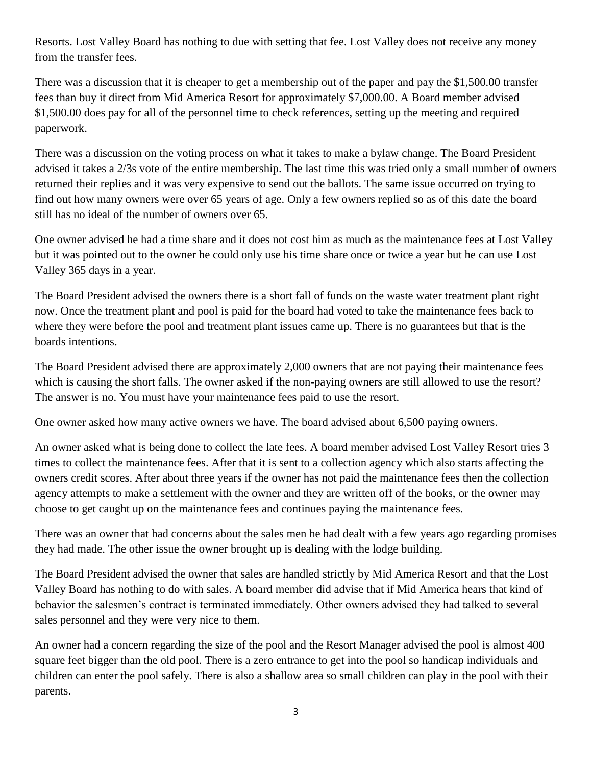Resorts. Lost Valley Board has nothing to due with setting that fee. Lost Valley does not receive any money from the transfer fees.

There was a discussion that it is cheaper to get a membership out of the paper and pay the $1,500.00 transfer fees than buy it direct from Mid America Resort for approximately $7,000.00. A Board member advised $1,500.00 does pay for all of the personnel time to check references, setting up the meeting and required paperwork.

There was a discussion on the voting process on what it takes to make a bylaw change. The Board President advised it takes a 2/3s vote of the entire membership. The last time this was tried only a small number of owners returned their replies and it was very expensive to send out the ballots. The same issue occurred on trying to find out how many owners were over 65 years of age. Only a few owners replied so as of this date the board still has no ideal of the number of owners over 65.

One owner advised he had a time share and it does not cost him as much as the maintenance fees at Lost Valley but it was pointed out to the owner he could only use his time share once or twice a year but he can use Lost Valley 365 days in a year.

The Board President advised the owners there is a short fall of funds on the waste water treatment plant right now. Once the treatment plant and pool is paid for the board had voted to take the maintenance fees back to where they were before the pool and treatment plant issues came up. There is no guarantees but that is the boards intentions.

The Board President advised there are approximately 2,000 owners that are not paying their maintenance fees which is causing the short falls. The owner asked if the non-paying owners are still allowed to use the resort? The answer is no. You must have your maintenance fees paid to use the resort.

One owner asked how many active owners we have. The board advised about 6,500 paying owners.

An owner asked what is being done to collect the late fees. A board member advised Lost Valley Resort tries 3 times to collect the maintenance fees. After that it is sent to a collection agency which also starts affecting the owners credit scores. After about three years if the owner has not paid the maintenance fees then the collection agency attempts to make a settlement with the owner and they are written off of the books, or the owner may choose to get caught up on the maintenance fees and continues paying the maintenance fees.

There was an owner that had concerns about the sales men he had dealt with a few years ago regarding promises they had made. The other issue the owner brought up is dealing with the lodge building.

The Board President advised the owner that sales are handled strictly by Mid America Resort and that the Lost Valley Board has nothing to do with sales. A board member did advise that if Mid America hears that kind of behavior the salesmen's contract is terminated immediately. Other owners advised they had talked to several sales personnel and they were very nice to them.

An owner had a concern regarding the size of the pool and the Resort Manager advised the pool is almost 400 square feet bigger than the old pool. There is a zero entrance to get into the pool so handicap individuals and children can enter the pool safely. There is also a shallow area so small children can play in the pool with their parents.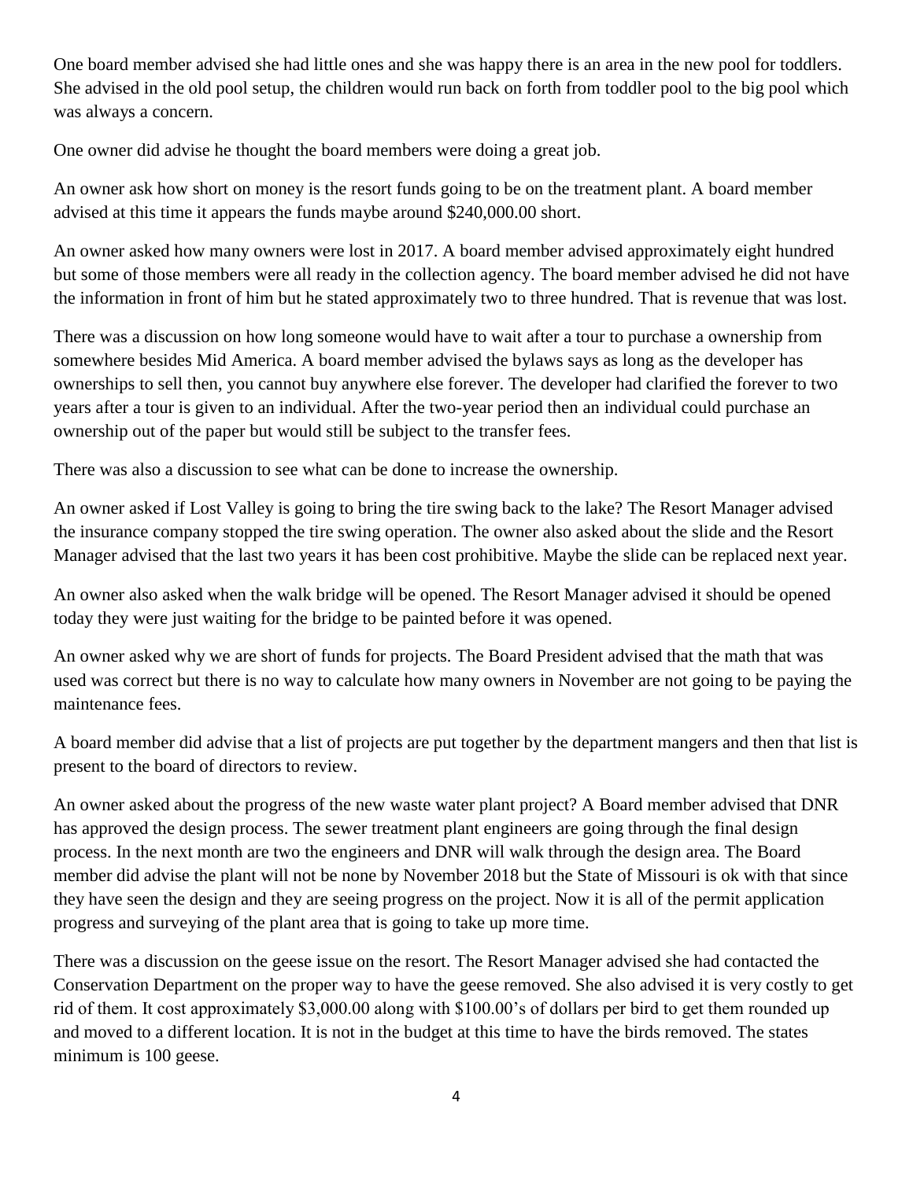One board member advised she had little ones and she was happy there is an area in the new pool for toddlers. She advised in the old pool setup, the children would run back on forth from toddler pool to the big pool which was always a concern.

One owner did advise he thought the board members were doing a great job.

An owner ask how short on money is the resort funds going to be on the treatment plant. A board member advised at this time it appears the funds maybe around $240,000.00 short.

An owner asked how many owners were lost in 2017. A board member advised approximately eight hundred but some of those members were all ready in the collection agency. The board member advised he did not have the information in front of him but he stated approximately two to three hundred. That is revenue that was lost.

There was a discussion on how long someone would have to wait after a tour to purchase a ownership from somewhere besides Mid America. A board member advised the bylaws says as long as the developer has ownerships to sell then, you cannot buy anywhere else forever. The developer had clarified the forever to two years after a tour is given to an individual. After the two-year period then an individual could purchase an ownership out of the paper but would still be subject to the transfer fees.

There was also a discussion to see what can be done to increase the ownership.

An owner asked if Lost Valley is going to bring the tire swing back to the lake? The Resort Manager advised the insurance company stopped the tire swing operation. The owner also asked about the slide and the Resort Manager advised that the last two years it has been cost prohibitive. Maybe the slide can be replaced next year.

An owner also asked when the walk bridge will be opened. The Resort Manager advised it should be opened today they were just waiting for the bridge to be painted before it was opened.

An owner asked why we are short of funds for projects. The Board President advised that the math that was used was correct but there is no way to calculate how many owners in November are not going to be paying the maintenance fees.

A board member did advise that a list of projects are put together by the department mangers and then that list is present to the board of directors to review.

An owner asked about the progress of the new waste water plant project? A Board member advised that DNR has approved the design process. The sewer treatment plant engineers are going through the final design process. In the next month are two the engineers and DNR will walk through the design area. The Board member did advise the plant will not be none by November 2018 but the State of Missouri is ok with that since they have seen the design and they are seeing progress on the project. Now it is all of the permit application progress and surveying of the plant area that is going to take up more time.

There was a discussion on the geese issue on the resort. The Resort Manager advised she had contacted the Conservation Department on the proper way to have the geese removed. She also advised it is very costly to get rid of them. It cost approximately $3,000.00 along with $100.00's of dollars per bird to get them rounded up and moved to a different location. It is not in the budget at this time to have the birds removed. The states minimum is 100 geese.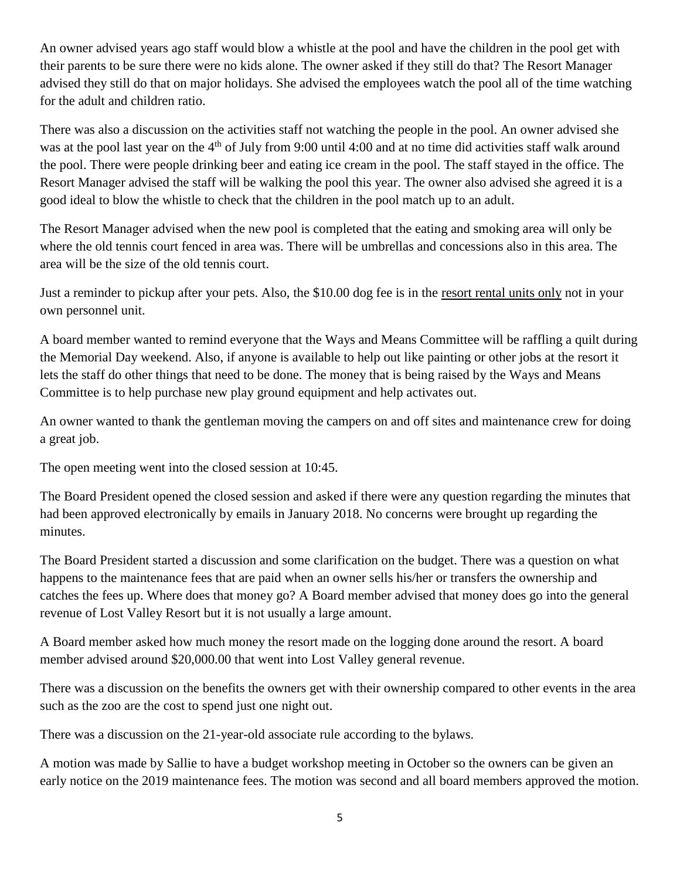An owner advised years ago staff would blow a whistle at the pool and have the children in the pool get with their parents to be sure there were no kids alone. The owner asked if they still do that? The Resort Manager advised they still do that on major holidays. She advised the employees watch the pool all of the time watching for the adult and children ratio.

There was also a discussion on the activities staff not watching the people in the pool. An owner advised she was at the pool last year on the 4th of July from 9:00 until 4:00 and at no time did activities staff walk around the pool. There were people drinking beer and eating ice cream in the pool. The staff stayed in the office. The Resort Manager advised the staff will be walking the pool this year. The owner also advised she agreed it is a good ideal to blow the whistle to check that the children in the pool match up to an adult.

The Resort Manager advised when the new pool is completed that the eating and smoking area will only be where the old tennis court fenced in area was. There will be umbrellas and concessions also in this area. The area will be the size of the old tennis court.

Just a reminder to pickup after your pets. Also, the $10.00 dog fee is in the <u>resort rental units only</u> not in your own personnel unit.

A board member wanted to remind everyone that the Ways and Means Committee will be raffling a quilt during the Memorial Day weekend. Also, if anyone is available to help out like painting or other jobs at the resort it lets the staff do other things that need to be done. The money that is being raised by the Ways and Means Committee is to help purchase new play ground equipment and help activates out.

An owner wanted to thank the gentleman moving the campers on and off sites and maintenance crew for doing a great job.

The open meeting went into the closed session at 10:45.

The Board President opened the closed session and asked if there were any question regarding the minutes that had been approved electronically by emails in January 2018. No concerns were brought up regarding the minutes.

The Board President started a discussion and some clarification on the budget. There was a question on what happens to the maintenance fees that are paid when an owner sells his/her or transfers the ownership and catches the fees up. Where does that money go? A Board member advised that money does go into the general revenue of Lost Valley Resort but it is not usually a large amount.

A Board member asked how much money the resort made on the logging done around the resort. A board member advised around $20,000.00 that went into Lost Valley general revenue.

There was a discussion on the benefits the owners get with their ownership compared to other events in the area such as the zoo are the cost to spend just one night out.

There was a discussion on the 21-year-old associate rule according to the bylaws.

A motion was made by Sallie to have a budget workshop meeting in October so the owners can be given an early notice on the 2019 maintenance fees. The motion was second and all board members approved the motion.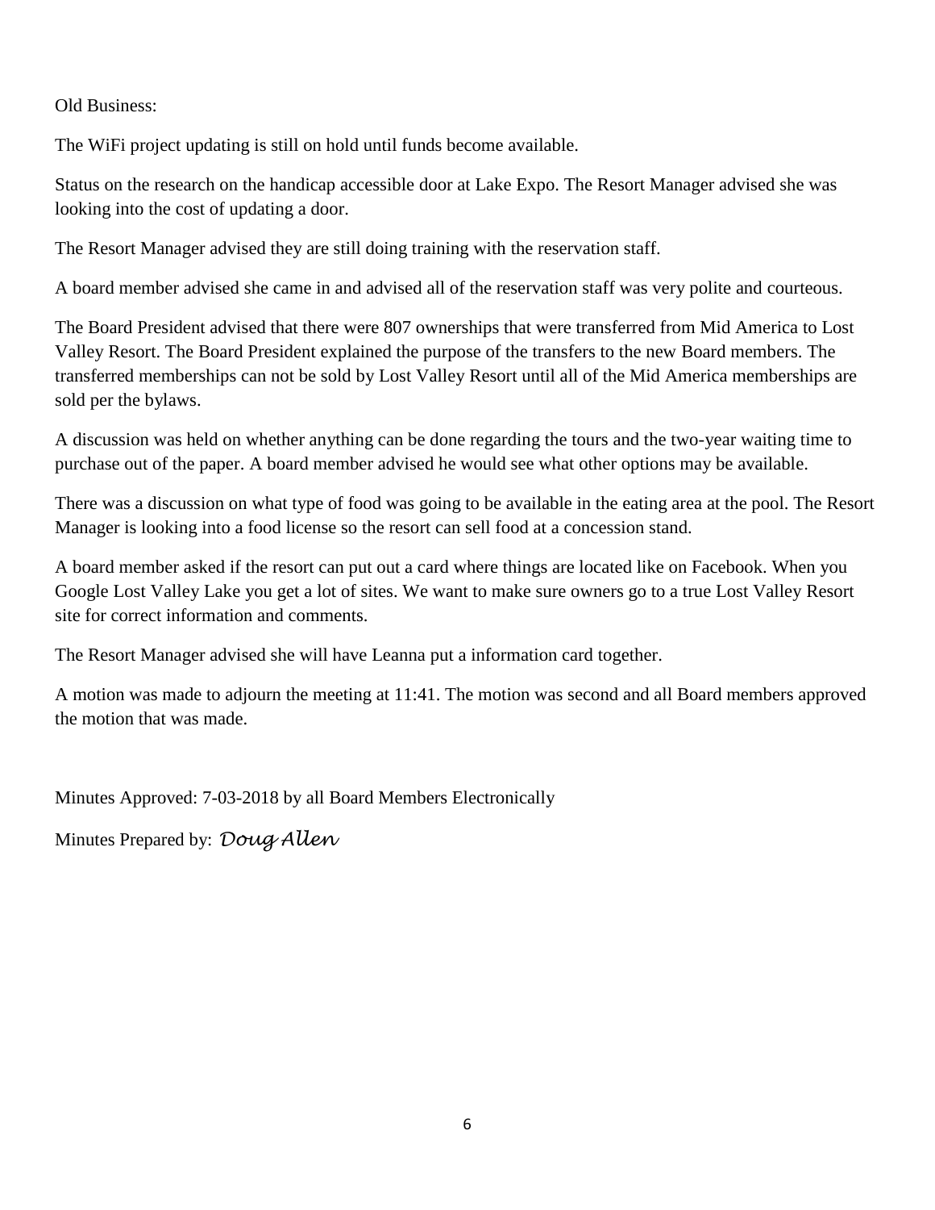Old Business:

The WiFi project updating is still on hold until funds become available.

Status on the research on the handicap accessible door at Lake Expo. The Resort Manager advised she was looking into the cost of updating a door.

The Resort Manager advised they are still doing training with the reservation staff.

A board member advised she came in and advised all of the reservation staff was very polite and courteous.

The Board President advised that there were 807 ownerships that were transferred from Mid America to Lost Valley Resort. The Board President explained the purpose of the transfers to the new Board members. The transferred memberships can not be sold by Lost Valley Resort until all of the Mid America memberships are sold per the bylaws.

A discussion was held on whether anything can be done regarding the tours and the two-year waiting time to purchase out of the paper. A board member advised he would see what other options may be available.

There was a discussion on what type of food was going to be available in the eating area at the pool. The Resort Manager is looking into a food license so the resort can sell food at a concession stand.

A board member asked if the resort can put out a card where things are located like on Facebook. When you Google Lost Valley Lake you get a lot of sites. We want to make sure owners go to a true Lost Valley Resort site for correct information and comments.

The Resort Manager advised she will have Leanna put a information card together.

A motion was made to adjourn the meeting at 11:41. The motion was second and all Board members approved the motion that was made.

Minutes Approved: 7-03-2018 by all Board Members Electronically

Minutes Prepared by: *Doug Allen*